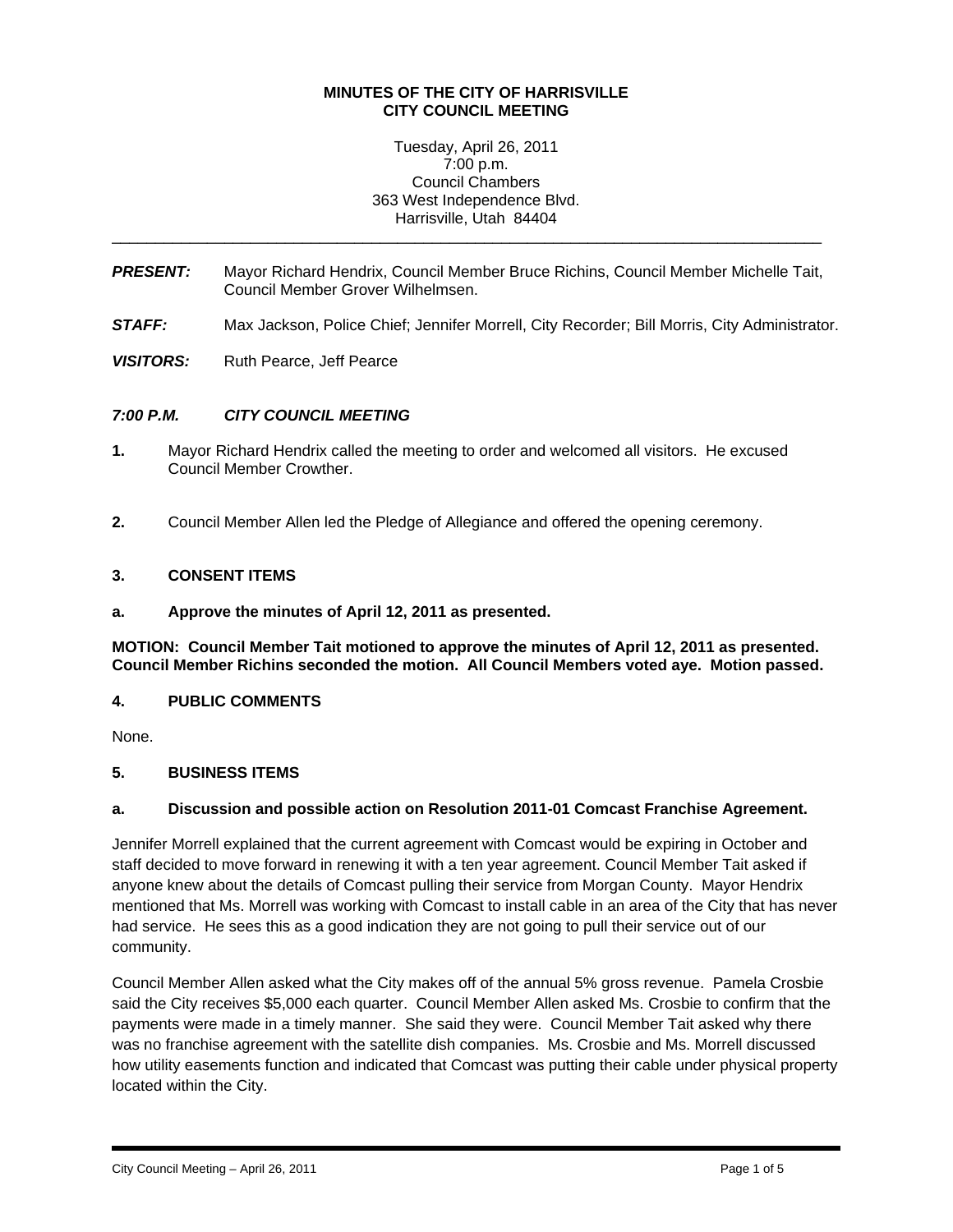**MINUTES OF THE CITY OF HARRISVILLE**
**CITY COUNCIL MEETING**

Tuesday, April 26, 2011
7:00 p.m.
Council Chambers
363 West Independence Blvd.
Harrisville, Utah 84404

---

***PRESENT:*** Mayor Richard Hendrix, Council Member Bruce Richins, Council Member Michelle Tait, Council Member Grover Wilhelmsen.

***STAFF:*** Max Jackson, Police Chief; Jennifer Morrell, City Recorder; Bill Morris, City Administrator.

***VISITORS:*** Ruth Pearce, Jeff Pearce

***7:00 P.M. CITY COUNCIL MEETING***

**1.** Mayor Richard Hendrix called the meeting to order and welcomed all visitors. He excused Council Member Crowther.

**2.** Council Member Allen led the Pledge of Allegiance and offered the opening ceremony.

**3. CONSENT ITEMS**

**a. Approve the minutes of April 12, 2011 as presented.**

**MOTION: Council Member Tait motioned to approve the minutes of April 12, 2011 as presented. Council Member Richins seconded the motion. All Council Members voted aye. Motion passed.**

**4. PUBLIC COMMENTS**

None.

**5. BUSINESS ITEMS**

**a. Discussion and possible action on Resolution 2011-01 Comcast Franchise Agreement.**

Jennifer Morrell explained that the current agreement with Comcast would be expiring in October and staff decided to move forward in renewing it with a ten year agreement. Council Member Tait asked if anyone knew about the details of Comcast pulling their service from Morgan County. Mayor Hendrix mentioned that Ms. Morrell was working with Comcast to install cable in an area of the City that has never had service. He sees this as a good indication they are not going to pull their service out of our community.

Council Member Allen asked what the City makes off of the annual 5% gross revenue. Pamela Crosbie said the City receives $5,000 each quarter. Council Member Allen asked Ms. Crosbie to confirm that the payments were made in a timely manner. She said they were. Council Member Tait asked why there was no franchise agreement with the satellite dish companies. Ms. Crosbie and Ms. Morrell discussed how utility easements function and indicated that Comcast was putting their cable under physical property located within the City.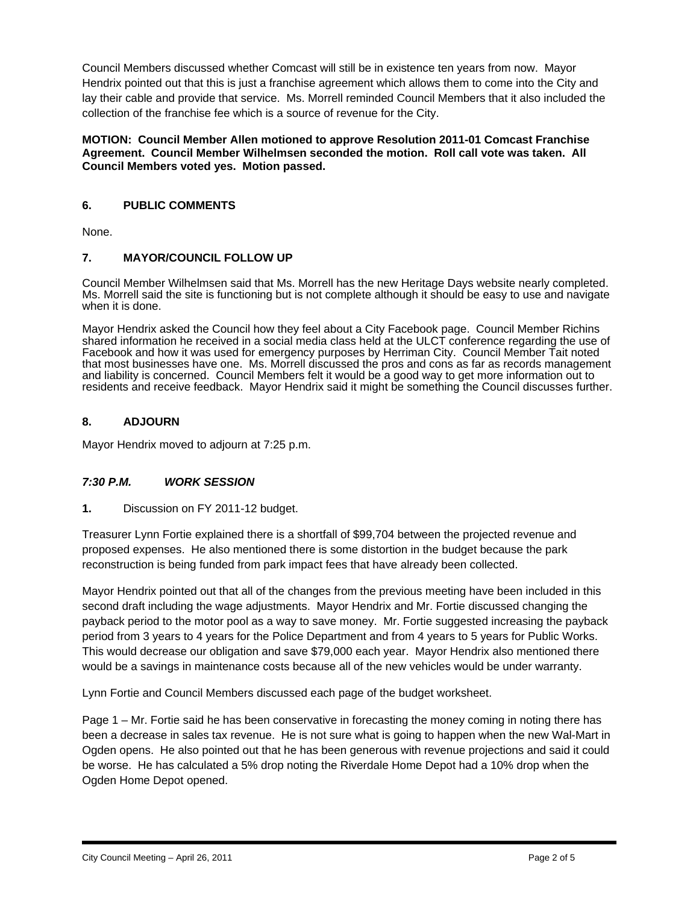Council Members discussed whether Comcast will still be in existence ten years from now. Mayor Hendrix pointed out that this is just a franchise agreement which allows them to come into the City and lay their cable and provide that service. Ms. Morrell reminded Council Members that it also included the collection of the franchise fee which is a source of revenue for the City.

**MOTION: Council Member Allen motioned to approve Resolution 2011-01 Comcast Franchise Agreement. Council Member Wilhelmsen seconded the motion. Roll call vote was taken. All Council Members voted yes. Motion passed.**

### 6. PUBLIC COMMENTS

None.

### 7. MAYOR/COUNCIL FOLLOW UP

Council Member Wilhelmsen said that Ms. Morrell has the new Heritage Days website nearly completed. Ms. Morrell said the site is functioning but is not complete although it should be easy to use and navigate when it is done.

Mayor Hendrix asked the Council how they feel about a City Facebook page. Council Member Richins shared information he received in a social media class held at the ULCT conference regarding the use of Facebook and how it was used for emergency purposes by Herriman City. Council Member Tait noted that most businesses have one. Ms. Morrell discussed the pros and cons as far as records management and liability is concerned. Council Members felt it would be a good way to get more information out to residents and receive feedback. Mayor Hendrix said it might be something the Council discusses further.

### 8. ADJOURN

Mayor Hendrix moved to adjourn at 7:25 p.m.

### *7:30 P.M. WORK SESSION*

**1.** Discussion on FY 2011-12 budget.

Treasurer Lynn Fortie explained there is a shortfall of $99,704 between the projected revenue and proposed expenses. He also mentioned there is some distortion in the budget because the park reconstruction is being funded from park impact fees that have already been collected.

Mayor Hendrix pointed out that all of the changes from the previous meeting have been included in this second draft including the wage adjustments. Mayor Hendrix and Mr. Fortie discussed changing the payback period to the motor pool as a way to save money. Mr. Fortie suggested increasing the payback period from 3 years to 4 years for the Police Department and from 4 years to 5 years for Public Works. This would decrease our obligation and save $79,000 each year. Mayor Hendrix also mentioned there would be a savings in maintenance costs because all of the new vehicles would be under warranty.

Lynn Fortie and Council Members discussed each page of the budget worksheet.

Page 1 – Mr. Fortie said he has been conservative in forecasting the money coming in noting there has been a decrease in sales tax revenue. He is not sure what is going to happen when the new Wal-Mart in Ogden opens. He also pointed out that he has been generous with revenue projections and said it could be worse. He has calculated a 5% drop noting the Riverdale Home Depot had a 10% drop when the Ogden Home Depot opened.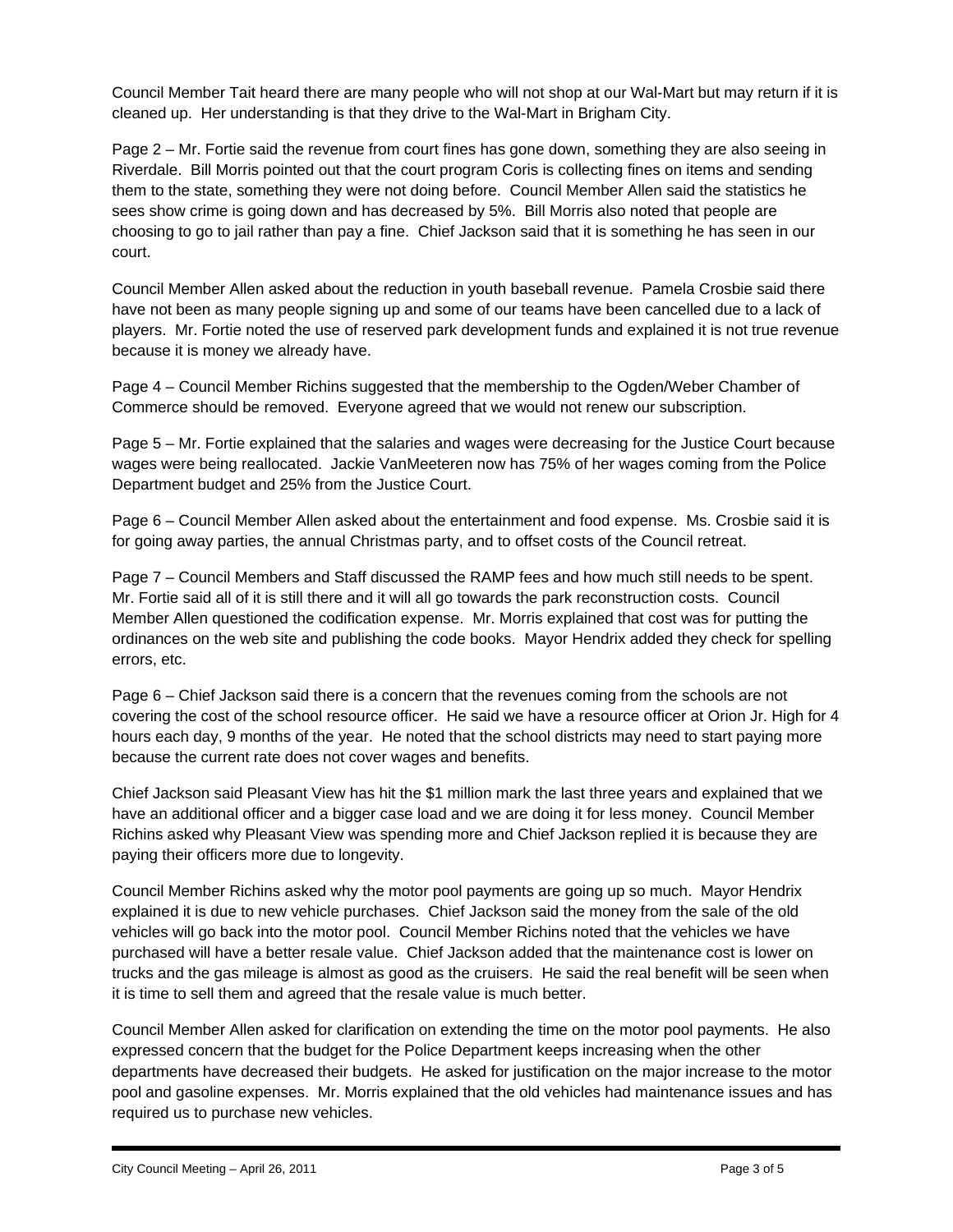Council Member Tait heard there are many people who will not shop at our Wal-Mart but may return if it is cleaned up. Her understanding is that they drive to the Wal-Mart in Brigham City.

Page 2 – Mr. Fortie said the revenue from court fines has gone down, something they are also seeing in Riverdale. Bill Morris pointed out that the court program Coris is collecting fines on items and sending them to the state, something they were not doing before. Council Member Allen said the statistics he sees show crime is going down and has decreased by 5%. Bill Morris also noted that people are choosing to go to jail rather than pay a fine. Chief Jackson said that it is something he has seen in our court.

Council Member Allen asked about the reduction in youth baseball revenue. Pamela Crosbie said there have not been as many people signing up and some of our teams have been cancelled due to a lack of players. Mr. Fortie noted the use of reserved park development funds and explained it is not true revenue because it is money we already have.

Page 4 – Council Member Richins suggested that the membership to the Ogden/Weber Chamber of Commerce should be removed. Everyone agreed that we would not renew our subscription.

Page 5 – Mr. Fortie explained that the salaries and wages were decreasing for the Justice Court because wages were being reallocated. Jackie VanMeeteren now has 75% of her wages coming from the Police Department budget and 25% from the Justice Court.

Page 6 – Council Member Allen asked about the entertainment and food expense. Ms. Crosbie said it is for going away parties, the annual Christmas party, and to offset costs of the Council retreat.

Page 7 – Council Members and Staff discussed the RAMP fees and how much still needs to be spent. Mr. Fortie said all of it is still there and it will all go towards the park reconstruction costs. Council Member Allen questioned the codification expense. Mr. Morris explained that cost was for putting the ordinances on the web site and publishing the code books. Mayor Hendrix added they check for spelling errors, etc.

Page 6 – Chief Jackson said there is a concern that the revenues coming from the schools are not covering the cost of the school resource officer. He said we have a resource officer at Orion Jr. High for 4 hours each day, 9 months of the year. He noted that the school districts may need to start paying more because the current rate does not cover wages and benefits.

Chief Jackson said Pleasant View has hit the $1 million mark the last three years and explained that we have an additional officer and a bigger case load and we are doing it for less money. Council Member Richins asked why Pleasant View was spending more and Chief Jackson replied it is because they are paying their officers more due to longevity.

Council Member Richins asked why the motor pool payments are going up so much. Mayor Hendrix explained it is due to new vehicle purchases. Chief Jackson said the money from the sale of the old vehicles will go back into the motor pool. Council Member Richins noted that the vehicles we have purchased will have a better resale value. Chief Jackson added that the maintenance cost is lower on trucks and the gas mileage is almost as good as the cruisers. He said the real benefit will be seen when it is time to sell them and agreed that the resale value is much better.

Council Member Allen asked for clarification on extending the time on the motor pool payments. He also expressed concern that the budget for the Police Department keeps increasing when the other departments have decreased their budgets. He asked for justification on the major increase to the motor pool and gasoline expenses. Mr. Morris explained that the old vehicles had maintenance issues and has required us to purchase new vehicles.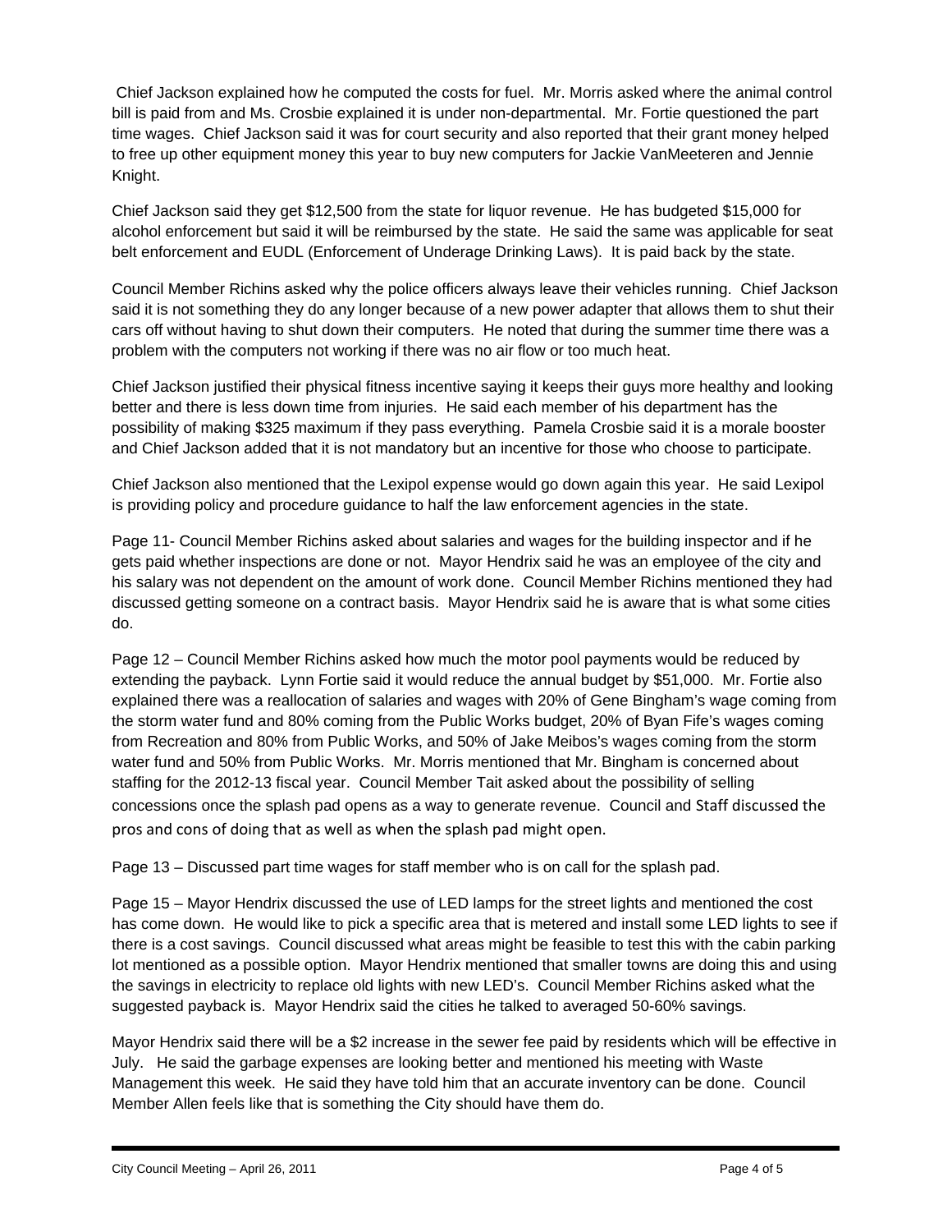Chief Jackson explained how he computed the costs for fuel. Mr. Morris asked where the animal control bill is paid from and Ms. Crosbie explained it is under non-departmental. Mr. Fortie questioned the part time wages. Chief Jackson said it was for court security and also reported that their grant money helped to free up other equipment money this year to buy new computers for Jackie VanMeeteren and Jennie Knight.

Chief Jackson said they get $12,500 from the state for liquor revenue. He has budgeted $15,000 for alcohol enforcement but said it will be reimbursed by the state. He said the same was applicable for seat belt enforcement and EUDL (Enforcement of Underage Drinking Laws). It is paid back by the state.

Council Member Richins asked why the police officers always leave their vehicles running. Chief Jackson said it is not something they do any longer because of a new power adapter that allows them to shut their cars off without having to shut down their computers. He noted that during the summer time there was a problem with the computers not working if there was no air flow or too much heat.

Chief Jackson justified their physical fitness incentive saying it keeps their guys more healthy and looking better and there is less down time from injuries. He said each member of his department has the possibility of making $325 maximum if they pass everything. Pamela Crosbie said it is a morale booster and Chief Jackson added that it is not mandatory but an incentive for those who choose to participate.

Chief Jackson also mentioned that the Lexipol expense would go down again this year. He said Lexipol is providing policy and procedure guidance to half the law enforcement agencies in the state.

Page 11- Council Member Richins asked about salaries and wages for the building inspector and if he gets paid whether inspections are done or not. Mayor Hendrix said he was an employee of the city and his salary was not dependent on the amount of work done. Council Member Richins mentioned they had discussed getting someone on a contract basis. Mayor Hendrix said he is aware that is what some cities do.

Page 12 – Council Member Richins asked how much the motor pool payments would be reduced by extending the payback. Lynn Fortie said it would reduce the annual budget by $51,000. Mr. Fortie also explained there was a reallocation of salaries and wages with 20% of Gene Bingham's wage coming from the storm water fund and 80% coming from the Public Works budget, 20% of Byan Fife's wages coming from Recreation and 80% from Public Works, and 50% of Jake Meibos's wages coming from the storm water fund and 50% from Public Works. Mr. Morris mentioned that Mr. Bingham is concerned about staffing for the 2012-13 fiscal year. Council Member Tait asked about the possibility of selling concessions once the splash pad opens as a way to generate revenue. Council and Staff discussed the pros and cons of doing that as well as when the splash pad might open.

Page 13 – Discussed part time wages for staff member who is on call for the splash pad.

Page 15 – Mayor Hendrix discussed the use of LED lamps for the street lights and mentioned the cost has come down. He would like to pick a specific area that is metered and install some LED lights to see if there is a cost savings. Council discussed what areas might be feasible to test this with the cabin parking lot mentioned as a possible option. Mayor Hendrix mentioned that smaller towns are doing this and using the savings in electricity to replace old lights with new LED's. Council Member Richins asked what the suggested payback is. Mayor Hendrix said the cities he talked to averaged 50-60% savings.

Mayor Hendrix said there will be a $2 increase in the sewer fee paid by residents which will be effective in July. He said the garbage expenses are looking better and mentioned his meeting with Waste Management this week. He said they have told him that an accurate inventory can be done. Council Member Allen feels like that is something the City should have them do.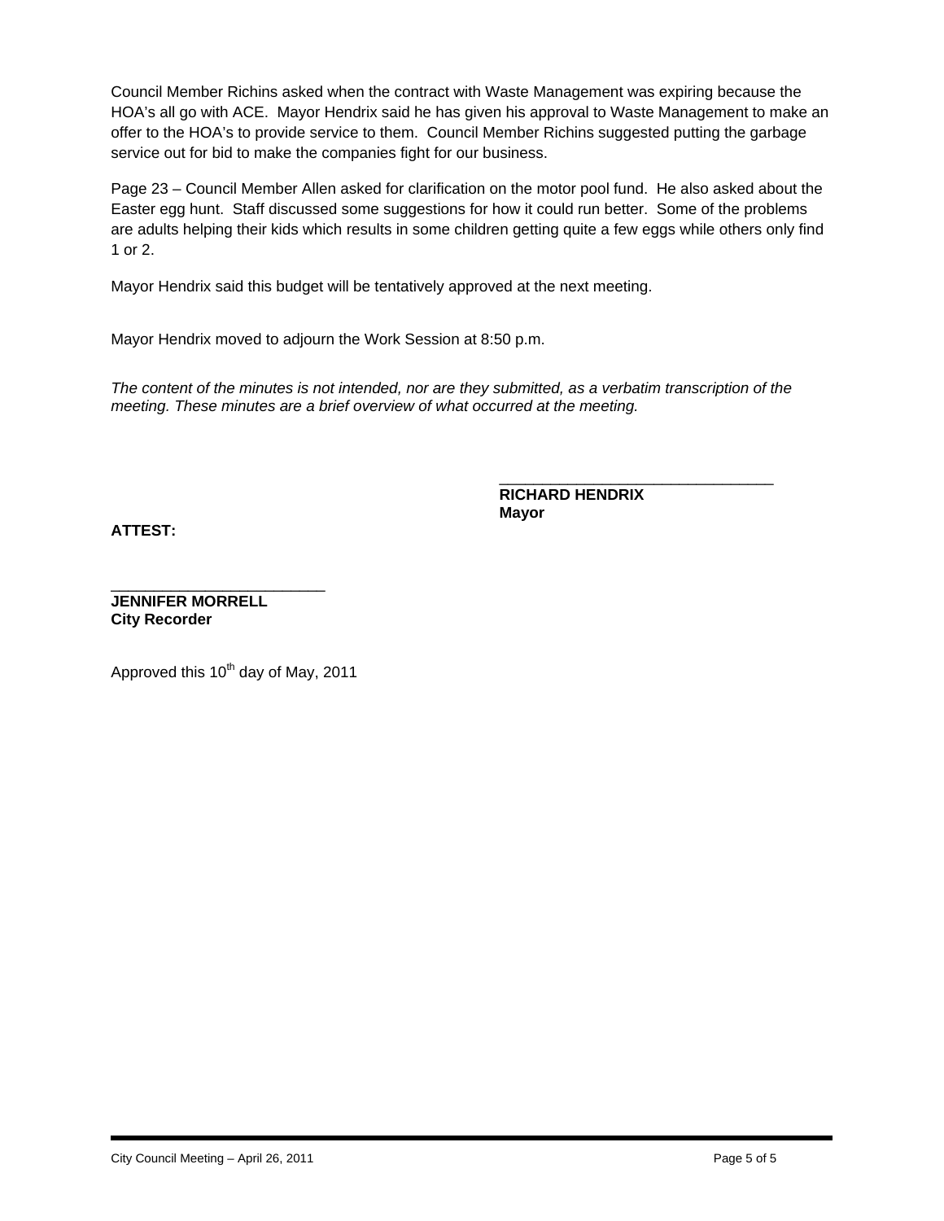Council Member Richins asked when the contract with Waste Management was expiring because the HOA's all go with ACE. Mayor Hendrix said he has given his approval to Waste Management to make an offer to the HOA's to provide service to them. Council Member Richins suggested putting the garbage service out for bid to make the companies fight for our business.

Page 23 – Council Member Allen asked for clarification on the motor pool fund. He also asked about the Easter egg hunt. Staff discussed some suggestions for how it could run better. Some of the problems are adults helping their kids which results in some children getting quite a few eggs while others only find 1 or 2.

Mayor Hendrix said this budget will be tentatively approved at the next meeting.

Mayor Hendrix moved to adjourn the Work Session at 8:50 p.m.

*The content of the minutes is not intended, nor are they submitted, as a verbatim transcription of the meeting. These minutes are a brief overview of what occurred at the meeting.*

________________________________
**RICHARD HENDRIX**
**Mayor**

**ATTEST:**

_________________________
**JENNIFER MORRELL**
**City Recorder**

Approved this 10th day of May, 2011